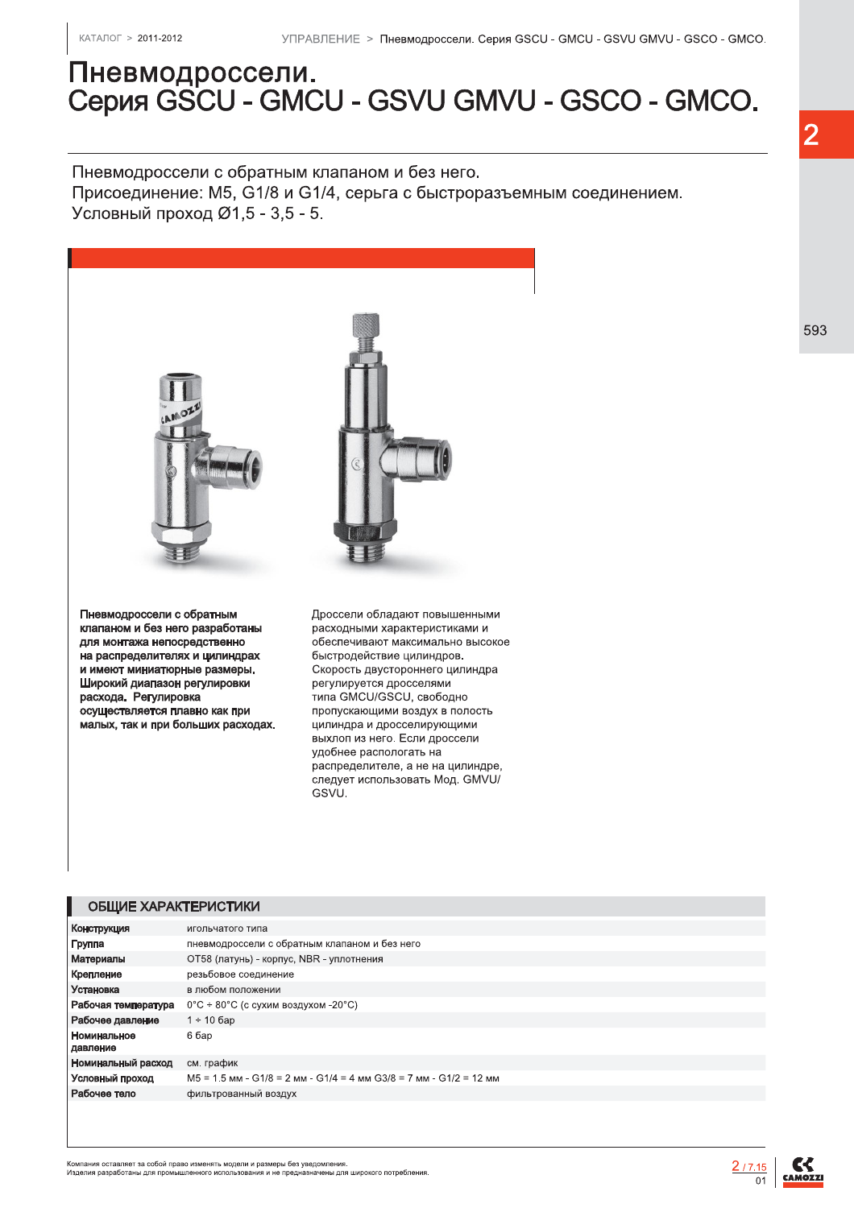# Пневмодроссели.
# Серия GSCU - GMCU - GSVU GMVU - GSCO - GMCO.

Пневмодроссели с обратным клапаном и без него.
Присоединение: M5, G1/8 и G1/4, серьга с быстроразъемным соединением.
Условный проход Ø1,5 - 3,5 - 5.

**Пневмодроссели с обратным клапаном и без него разработаны для монтажа непосредственно на распределителях и цилиндрах и имеют миниатюрные размеры. Широкий диапазон регулировки расхода. Регулировка осуществляется плавно как при малых, так и при больших расходах.**

Дроссели обладают повышенными расходными характеристиками и обеспечивают максимально высокое быстродействие цилиндров. Скорость двустороннего цилиндра регулируется дросселями типа GMCU/GSCU, свободно пропускающими воздух в полость цилиндра и дросселирующими выхлоп из него. Если дроссели удобнее располагать на распределителе, а не на цилиндре, следует использовать Мод. GMVU/GSVU.

## ОБЩИЕ ХАРАКТЕРИСТИКИ

| | |
|---|---|
| **Конструкция** | игольчатого типа |
| **Группа** | пневмодроссели с обратным клапаном и без него |
| **Материалы** | OT58 (латунь) - корпус, NBR - уплотнения |
| **Крепление** | резьбовое соединение |
| **Установка** | в любом положении |
| **Рабочая температура** | 0°C ÷ 80°C (с сухим воздухом -20°C) |
| **Рабочее давление** | 1 ÷ 10 бар |
| **Номинальное давление** | 6 бар |
| **Номинальный расход** | см. график |
| **Условный проход** | M5 = 1.5 мм - G1/8 = 2 мм - G1/4 = 4 мм G3/8 = 7 мм - G1/2 = 12 мм |
| **Рабочее тело** | фильтрованный воздух |

Компания оставляет за собой право изменять модели и размеры без уведомления.
Изделия разработаны для промышленного использования и не предназначены для широкого потребления.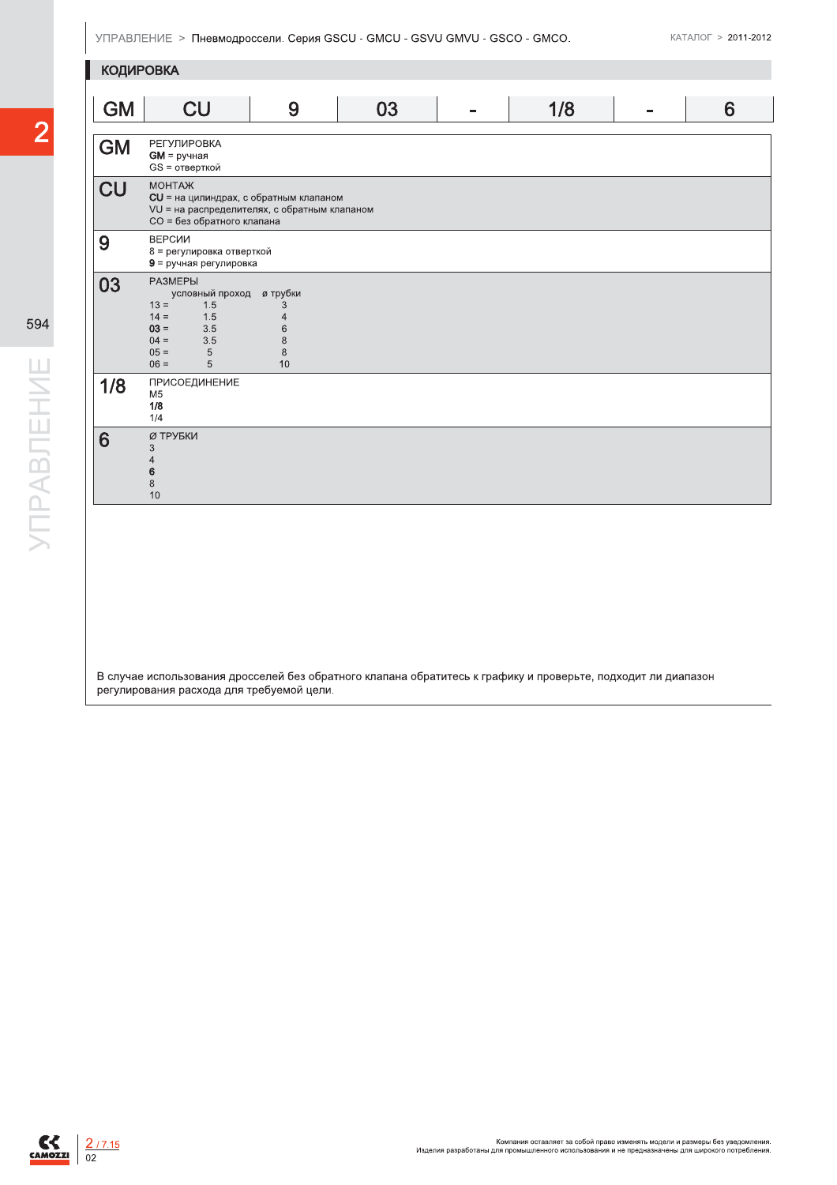## КОДИРОВКА

| GM | CU | 9 | 03 | - | 1/8 | - | 6 |
|---|---|---|---|---|---|---|---|

| | |
|---|---|
| **GM** | РЕГУЛИРОВКА<br>**GM** = ручная<br>GS = отверткой |
| **CU** | МОНТАЖ<br>**CU** = на цилиндрах, с обратным клапаном<br>VU = на распределителях, с обратным клапаном<br>CO = без обратного клапана |
| **9** | ВЕРСИИ<br>8 = регулировка отверткой<br>**9** = ручная регулировка |
| **03** | РАЗМЕРЫ<br>условный проход ø трубки<br>13 = 1.5 3<br>14 = 1.5 4<br>**03** = 3.5 6<br>04 = 3.5 8<br>05 = 5 8<br>06 = 5 10 |
| **1/8** | ПРИСОЕДИНЕНИЕ<br>M5<br>**1/8**<br>1/4 |
| **6** | Ø ТРУБКИ<br>3<br>4<br>**6**<br>8<br>10 |

В случае использования дросселей без обратного клапана обратитесь к графику и проверьте, подходит ли диапазон регулирования расхода для требуемой цели.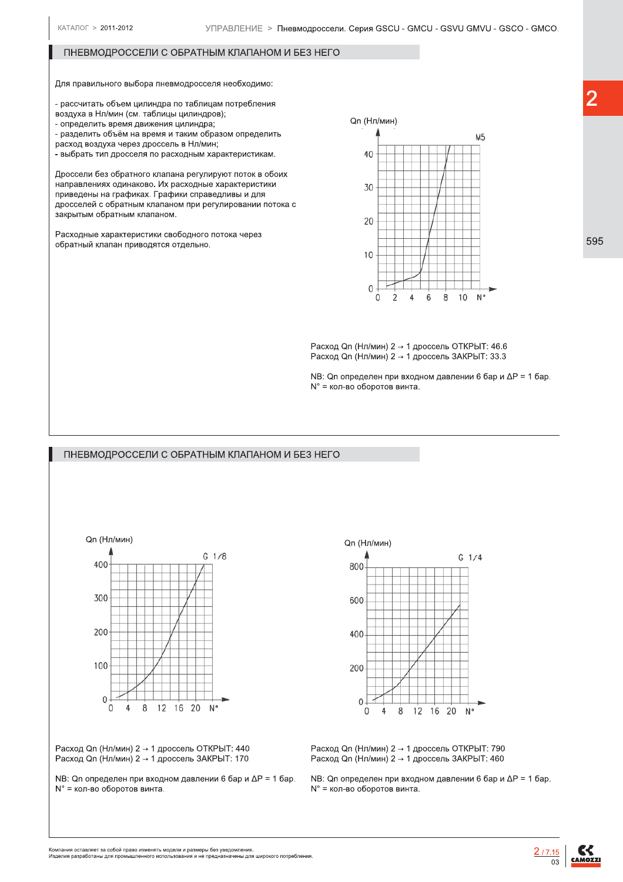## ПНЕВМОДРОССЕЛИ С ОБРАТНЫМ КЛАПАНОМ И БЕЗ НЕГО

Для правильного выбора пневмодросселя необходимо:

- рассчитать объем цилиндра по таблицам потребления воздуха в Нл/мин (см. таблицы цилиндров);
- определить время движения цилиндра;
- разделить объём на время и таким образом определить расход воздуха через дроссель в Нл/мин;
- выбрать тип дросселя по расходным характеристикам.

Дроссели без обратного клапана регулируют поток в обоих направлениях одинаково. Их расходные характеристики приведены на графиках. Графики справедливы и для дросселей с обратным клапаном при регулировании потока с закрытым обратным клапаном.

Расходные характеристики свободного потока через обратный клапан приводятся отдельно.

Qn (Нл/мин)

M5

Расход Qn (Нл/мин) 2 → 1 дроссель ОТКРЫТ: 46.6
Расход Qn (Нл/мин) 2 → 1 дроссель ЗАКРЫТ: 33.3

NB: Qn определен при входном давлении 6 бар и ΔP = 1 бар.
N° = кол-во оборотов винта.

## ПНЕВМОДРОССЕЛИ С ОБРАТНЫМ КЛАПАНОМ И БЕЗ НЕГО

Qn (Нл/мин)

G 1/8

Расход Qn (Нл/мин) 2 → 1 дроссель ОТКРЫТ: 440
Расход Qn (Нл/мин) 2 → 1 дроссель ЗАКРЫТ: 170

NB: Qn определен при входном давлении 6 бар и ΔP = 1 бар.
N° = кол-во оборотов винта.

Qn (Нл/мин)

G 1/4

Расход Qn (Нл/мин) 2 → 1 дроссель ОТКРЫТ: 790
Расход Qn (Нл/мин) 2 → 1 дроссель ЗАКРЫТ: 460

NB: Qn определен при входном давлении 6 бар и ΔP = 1 бар.
N° = кол-во оборотов винта.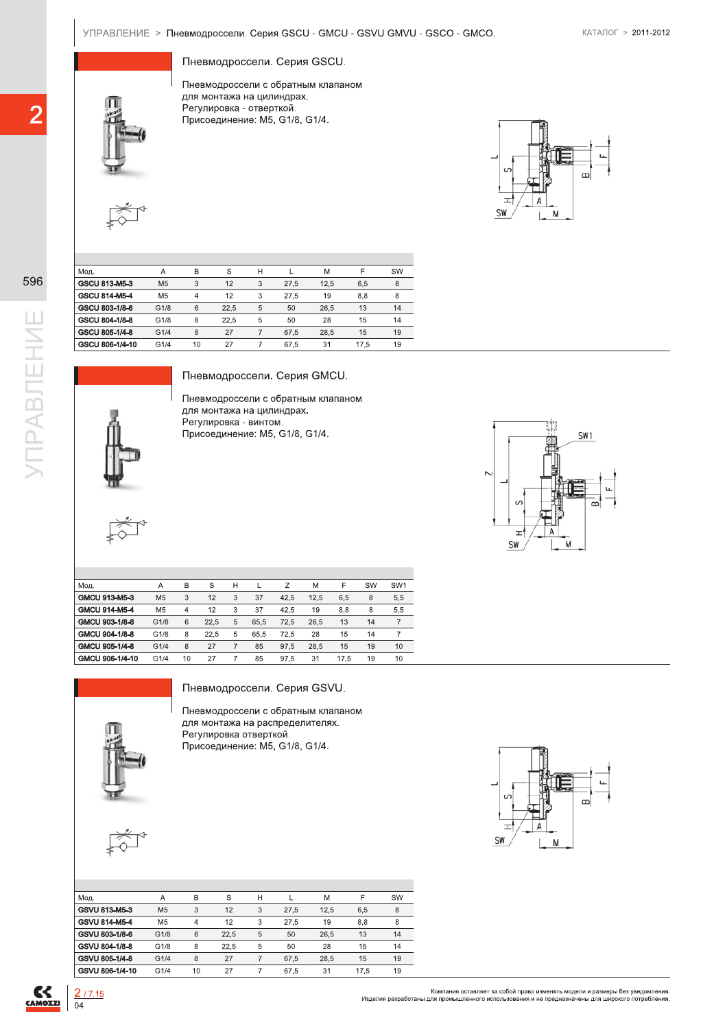## Пневмодроссели. Серия GSCU.

Пневмодроссели с обратным клапаном для монтажа на цилиндрах.
Регулировка - отверткой.
Присоединение: M5, G1/8, G1/4.

| Мод. | A | B | S | H | L | M | F | SW |
|---|---|---|---|---|---|---|---|---|
| **GSCU 813-M5-3** | M5 | 3 | 12 | 3 | 27,5 | 12,5 | 6,5 | 8 |
| **GSCU 814-M5-4** | M5 | 4 | 12 | 3 | 27,5 | 19 | 8,8 | 8 |
| **GSCU 803-1/8-6** | G1/8 | 6 | 22,5 | 5 | 50 | 26,5 | 13 | 14 |
| **GSCU 804-1/8-8** | G1/8 | 8 | 22,5 | 5 | 50 | 28 | 15 | 14 |
| **GSCU 805-1/4-8** | G1/4 | 8 | 27 | 7 | 67,5 | 28,5 | 15 | 19 |
| **GSCU 806-1/4-10** | G1/4 | 10 | 27 | 7 | 67,5 | 31 | 17,5 | 19 |

## Пневмодроссели. Серия GMCU.

Пневмодроссели с обратным клапаном для монтажа на цилиндрах.
Регулировка - винтом.
Присоединение: M5, G1/8, G1/4.

| Мод. | A | B | S | H | L | Z | M | F | SW | SW1 |
|---|---|---|---|---|---|---|---|---|---|---|
| **GMCU 913-M5-3** | M5 | 3 | 12 | 3 | 37 | 42,5 | 12,5 | 6,5 | 8 | 5,5 |
| **GMCU 914-M5-4** | M5 | 4 | 12 | 3 | 37 | 42,5 | 19 | 8,8 | 8 | 5,5 |
| **GMCU 903-1/8-6** | G1/8 | 6 | 22,5 | 5 | 65,5 | 72,5 | 26,5 | 13 | 14 | 7 |
| **GMCU 904-1/8-8** | G1/8 | 8 | 22,5 | 5 | 65,5 | 72,5 | 28 | 15 | 14 | 7 |
| **GMCU 905-1/4-8** | G1/4 | 8 | 27 | 7 | 85 | 97,5 | 28,5 | 15 | 19 | 10 |
| **GMCU 906-1/4-10** | G1/4 | 10 | 27 | 7 | 85 | 97,5 | 31 | 17,5 | 19 | 10 |

## Пневмодроссели. Серия GSVU.

Пневмодроссели с обратным клапаном для монтажа на распределителях.
Регулировка отверткой.
Присоединение: M5, G1/8, G1/4.

| Мод. | A | B | S | H | L | M | F | SW |
|---|---|---|---|---|---|---|---|---|
| **GSVU 813-M5-3** | M5 | 3 | 12 | 3 | 27,5 | 12,5 | 6,5 | 8 |
| **GSVU 814-M5-4** | M5 | 4 | 12 | 3 | 27,5 | 19 | 8,8 | 8 |
| **GSVU 803-1/8-6** | G1/8 | 6 | 22,5 | 5 | 50 | 26,5 | 13 | 14 |
| **GSVU 804-1/8-8** | G1/8 | 8 | 22,5 | 5 | 50 | 28 | 15 | 14 |
| **GSVU 805-1/4-8** | G1/4 | 8 | 27 | 7 | 67,5 | 28,5 | 15 | 19 |
| **GSVU 806-1/4-10** | G1/4 | 10 | 27 | 7 | 67,5 | 31 | 17,5 | 19 |

Компания оставляет за собой право изменять модели и размеры без уведомления.
Изделия разработаны для промышленного использования и не предназначены для широкого потребления.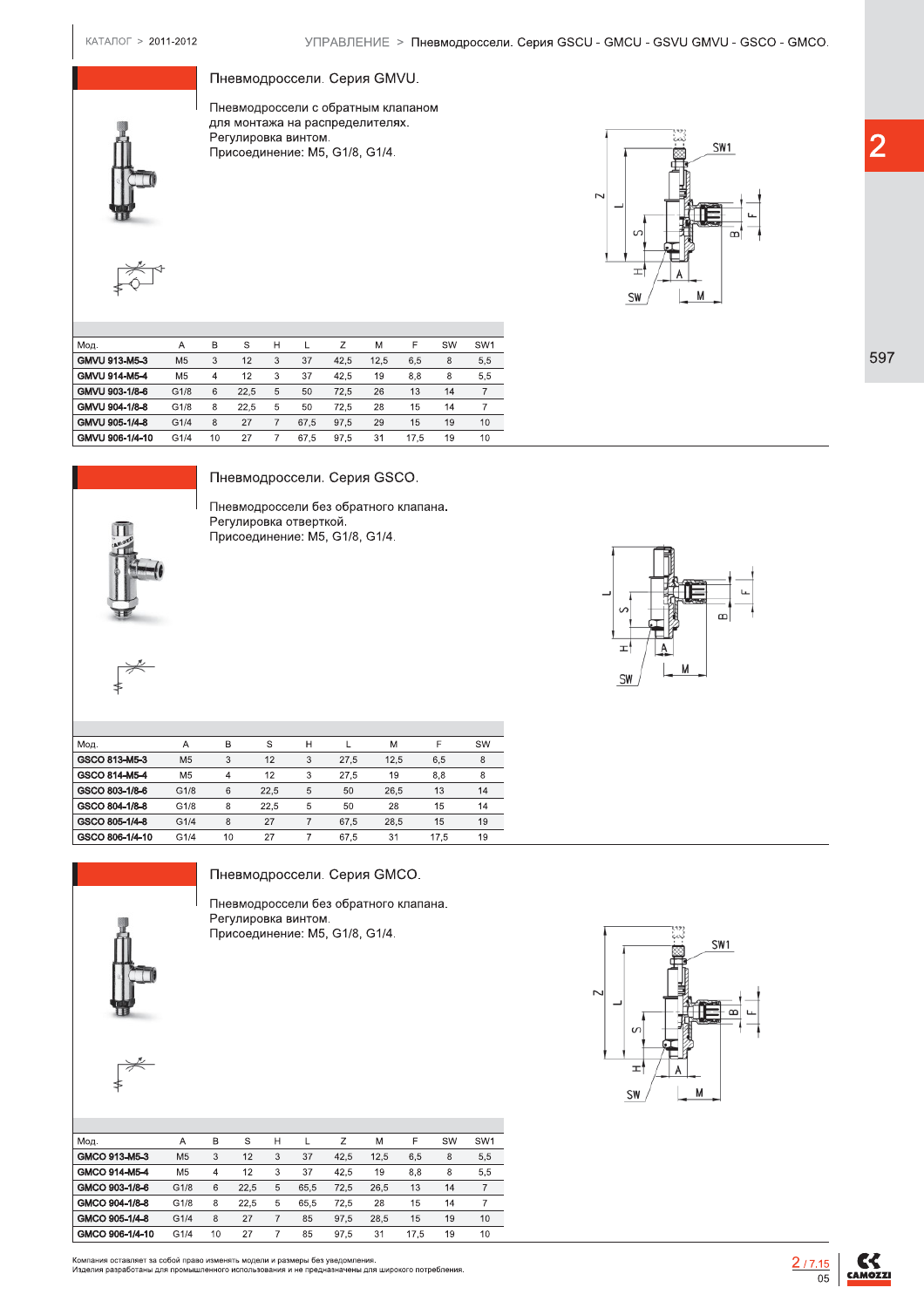## Пневмодроссели. Серия GMVU.

Пневмодроссели с обратным клапаном для монтажа на распределителях.
Регулировка винтом.
Присоединение: M5, G1/8, G1/4.

| Мод. | A | B | S | H | L | Z | M | F | SW | SW1 |
|---|---|---|---|---|---|---|---|---|---|---|
| **GMVU 913-M5-3** | M5 | 3 | 12 | 3 | 37 | 42,5 | 12,5 | 6,5 | 8 | 5,5 |
| **GMVU 914-M5-4** | M5 | 4 | 12 | 3 | 37 | 42,5 | 19 | 8,8 | 8 | 5,5 |
| **GMVU 903-1/8-6** | G1/8 | 6 | 22,5 | 5 | 50 | 72,5 | 26 | 13 | 14 | 7 |
| **GMVU 904-1/8-8** | G1/8 | 8 | 22,5 | 5 | 50 | 72,5 | 28 | 15 | 14 | 7 |
| **GMVU 905-1/4-8** | G1/4 | 8 | 27 | 7 | 67,5 | 97,5 | 29 | 15 | 19 | 10 |
| **GMVU 906-1/4-10** | G1/4 | 10 | 27 | 7 | 67,5 | 97,5 | 31 | 17,5 | 19 | 10 |

## Пневмодроссели. Серия GSCO.

Пневмодроссели без обратного клапана.
Регулировка отверткой.
Присоединение: M5, G1/8, G1/4.

| Мод. | A | B | S | H | L | M | F | SW |
|---|---|---|---|---|---|---|---|---|
| **GSCO 813-M5-3** | M5 | 3 | 12 | 3 | 27,5 | 12,5 | 6,5 | 8 |
| **GSCO 814-M5-4** | M5 | 4 | 12 | 3 | 27,5 | 19 | 8,8 | 8 |
| **GSCO 803-1/8-6** | G1/8 | 6 | 22,5 | 5 | 50 | 26,5 | 13 | 14 |
| **GSCO 804-1/8-8** | G1/8 | 8 | 22,5 | 5 | 50 | 28 | 15 | 14 |
| **GSCO 805-1/4-8** | G1/4 | 8 | 27 | 7 | 67,5 | 28,5 | 15 | 19 |
| **GSCO 806-1/4-10** | G1/4 | 10 | 27 | 7 | 67,5 | 31 | 17,5 | 19 |

## Пневмодроссели. Серия GMCO.

Пневмодроссели без обратного клапана.
Регулировка винтом.
Присоединение: M5, G1/8, G1/4.

| Мод. | A | B | S | H | L | Z | M | F | SW | SW1 |
|---|---|---|---|---|---|---|---|---|---|---|
| **GMCO 913-M5-3** | M5 | 3 | 12 | 3 | 37 | 42,5 | 12,5 | 6,5 | 8 | 5,5 |
| **GMCO 914-M5-4** | M5 | 4 | 12 | 3 | 37 | 42,5 | 19 | 8,8 | 8 | 5,5 |
| **GMCO 903-1/8-6** | G1/8 | 6 | 22,5 | 5 | 65,5 | 72,5 | 26,5 | 13 | 14 | 7 |
| **GMCO 904-1/8-8** | G1/8 | 8 | 22,5 | 5 | 65,5 | 72,5 | 28 | 15 | 14 | 7 |
| **GMCO 905-1/4-8** | G1/4 | 8 | 27 | 7 | 85 | 97,5 | 28,5 | 15 | 19 | 10 |
| **GMCO 906-1/4-10** | G1/4 | 10 | 27 | 7 | 85 | 97,5 | 31 | 17,5 | 19 | 10 |

Компания оставляет за собой право изменять модели и размеры без уведомления.
Изделия разработаны для промышленного использования и не предназначены для широкого потребления.